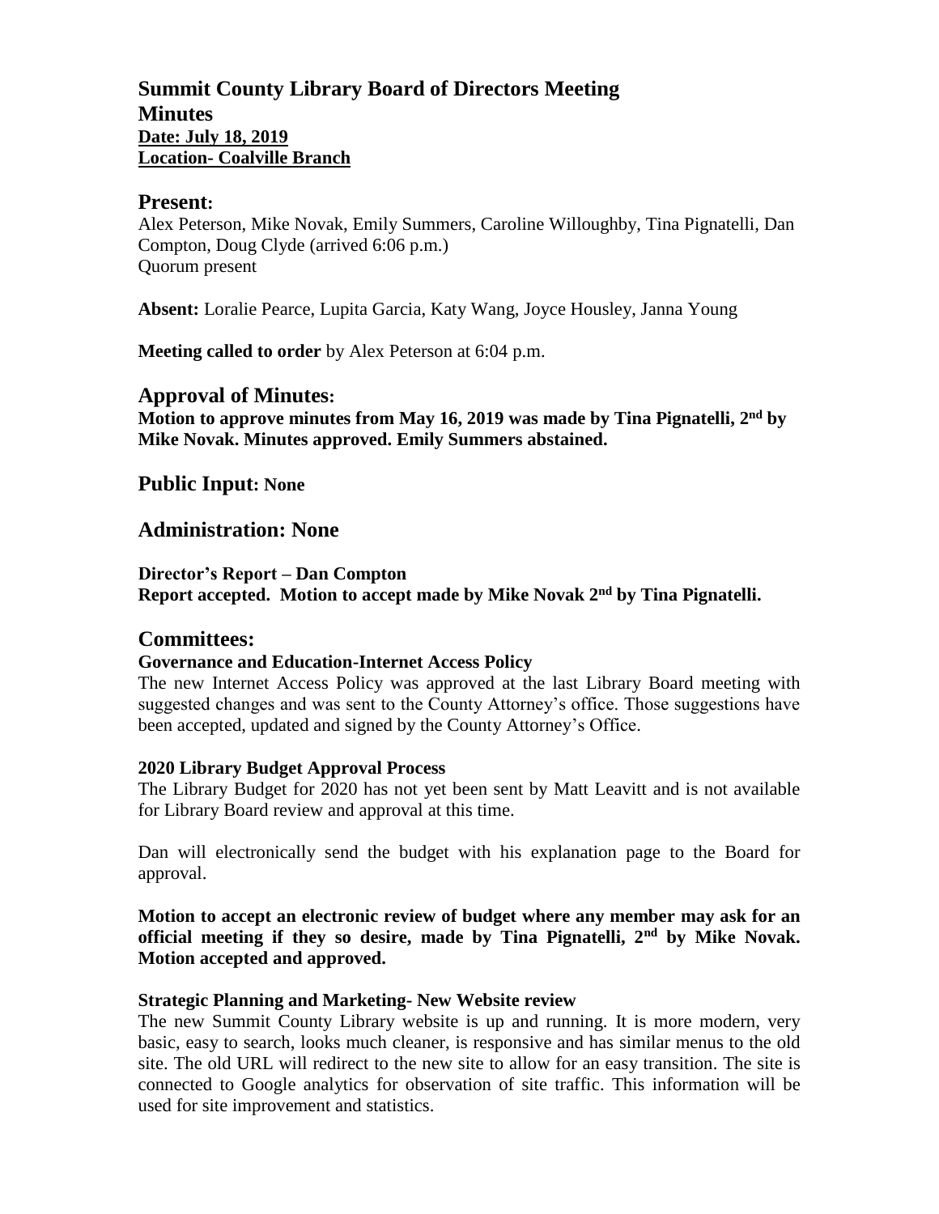# Summit County Library Board of Directors Meeting

## Minutes

**Date: July 18, 2019**
**Location- Coalville Branch**

## Present:

Alex Peterson, Mike Novak, Emily Summers, Caroline Willoughby, Tina Pignatelli, Dan Compton, Doug Clyde (arrived 6:06 p.m.)
Quorum present

**Absent:** Loralie Pearce, Lupita Garcia, Katy Wang, Joyce Housley, Janna Young

**Meeting called to order** by Alex Peterson at 6:04 p.m.

## Approval of Minutes:

**Motion to approve minutes from May 16, 2019 was made by Tina Pignatelli, 2nd by Mike Novak. Minutes approved. Emily Summers abstained.**

## Public Input: None

## Administration: None

**Director's Report – Dan Compton**
**Report accepted. Motion to accept made by Mike Novak 2nd by Tina Pignatelli.**

## Committees:

### Governance and Education-Internet Access Policy

The new Internet Access Policy was approved at the last Library Board meeting with suggested changes and was sent to the County Attorney's office. Those suggestions have been accepted, updated and signed by the County Attorney's Office.

### 2020 Library Budget Approval Process

The Library Budget for 2020 has not yet been sent by Matt Leavitt and is not available for Library Board review and approval at this time.

Dan will electronically send the budget with his explanation page to the Board for approval.

**Motion to accept an electronic review of budget where any member may ask for an official meeting if they so desire, made by Tina Pignatelli, 2nd by Mike Novak. Motion accepted and approved.**

### Strategic Planning and Marketing- New Website review

The new Summit County Library website is up and running. It is more modern, very basic, easy to search, looks much cleaner, is responsive and has similar menus to the old site. The old URL will redirect to the new site to allow for an easy transition. The site is connected to Google analytics for observation of site traffic. This information will be used for site improvement and statistics.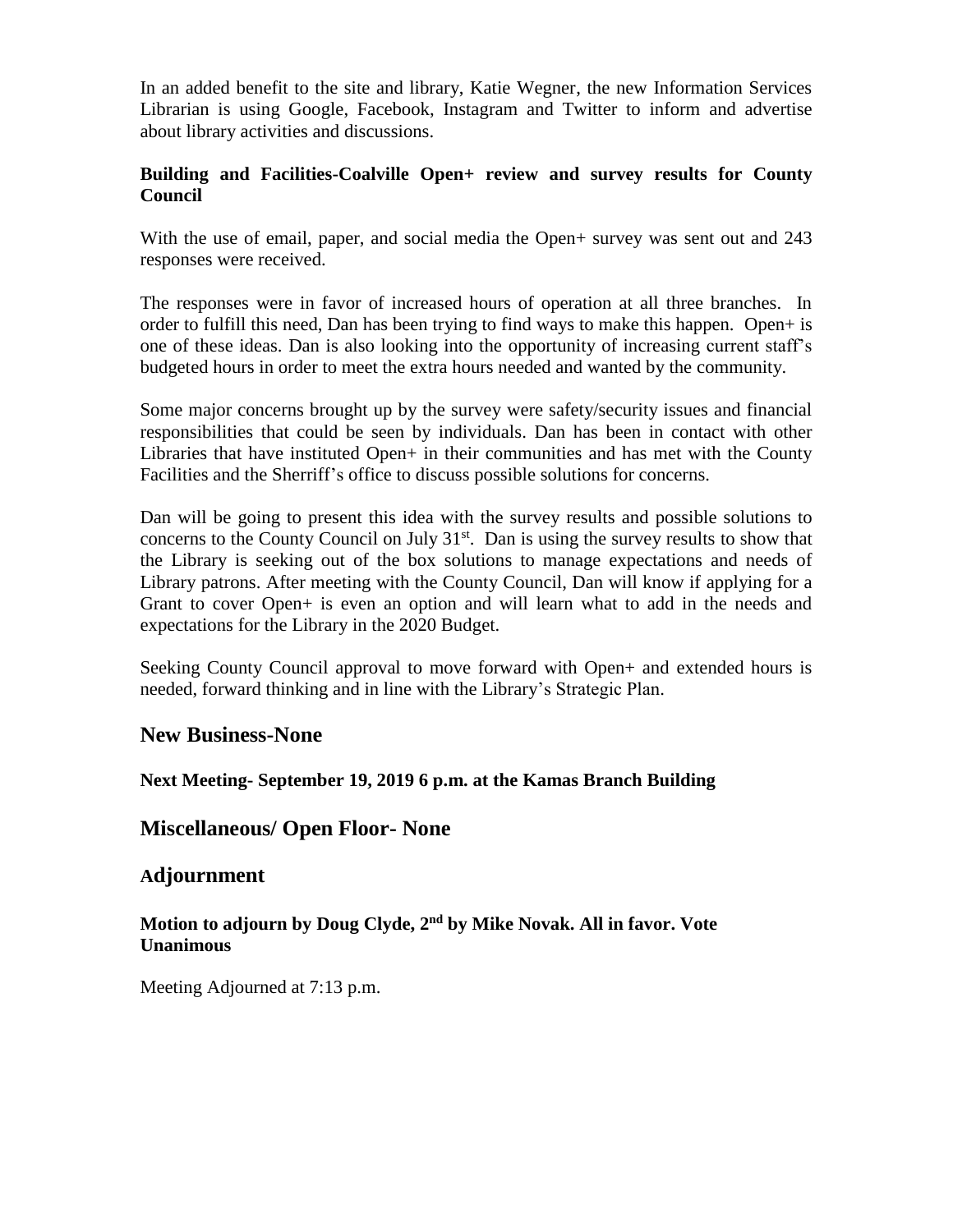In an added benefit to the site and library, Katie Wegner, the new Information Services Librarian is using Google, Facebook, Instagram and Twitter to inform and advertise about library activities and discussions.

**Building and Facilities-Coalville Open+ review and survey results for County Council**

With the use of email, paper, and social media the Open+ survey was sent out and 243 responses were received.

The responses were in favor of increased hours of operation at all three branches. In order to fulfill this need, Dan has been trying to find ways to make this happen. Open+ is one of these ideas. Dan is also looking into the opportunity of increasing current staff's budgeted hours in order to meet the extra hours needed and wanted by the community.

Some major concerns brought up by the survey were safety/security issues and financial responsibilities that could be seen by individuals. Dan has been in contact with other Libraries that have instituted Open+ in their communities and has met with the County Facilities and the Sherriff's office to discuss possible solutions for concerns.

Dan will be going to present this idea with the survey results and possible solutions to concerns to the County Council on July 31st. Dan is using the survey results to show that the Library is seeking out of the box solutions to manage expectations and needs of Library patrons. After meeting with the County Council, Dan will know if applying for a Grant to cover Open+ is even an option and will learn what to add in the needs and expectations for the Library in the 2020 Budget.

Seeking County Council approval to move forward with Open+ and extended hours is needed, forward thinking and in line with the Library's Strategic Plan.

## New Business-None

**Next Meeting- September 19, 2019 6 p.m. at the Kamas Branch Building**

## Miscellaneous/ Open Floor- None

## Adjournment

**Motion to adjourn by Doug Clyde, 2nd by Mike Novak. All in favor. Vote Unanimous**

Meeting Adjourned at 7:13 p.m.